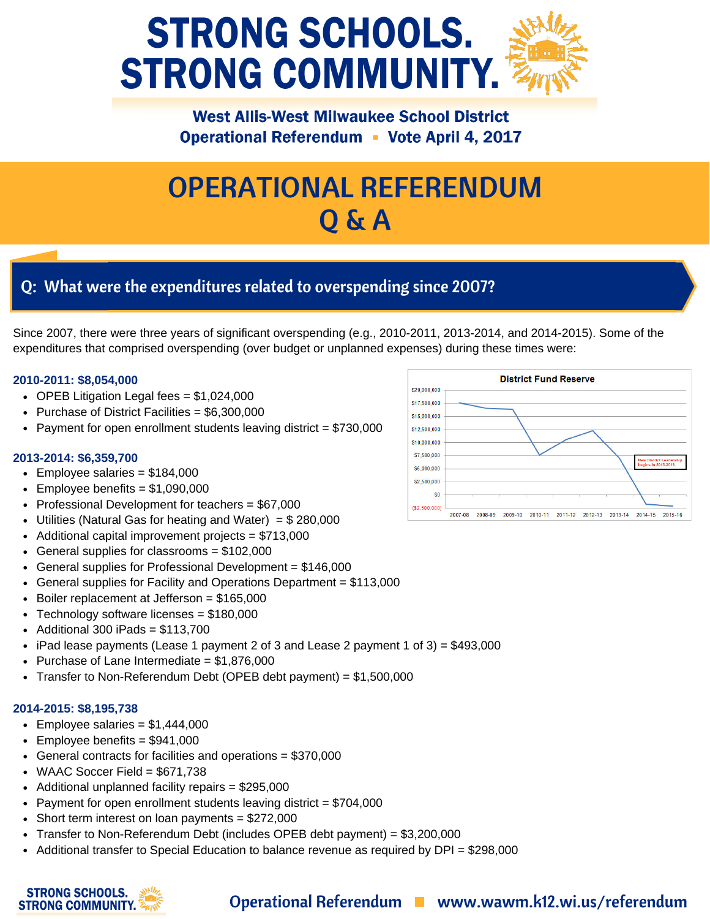# STRONG SCHOOLS. STRONG COMMUNITY.

**West Allis-West Milwaukee School District**
**Operational Referendum ▪ Vote April 4, 2017**

# OPERATIONAL REFERENDUM Q & A

## Q: What were the expenditures related to overspending since 2007?

Since 2007, there were three years of significant overspending (e.g., 2010-2011, 2013-2014, and 2014-2015). Some of the expenditures that comprised overspending (over budget or unplanned expenses) during these times were:

**District Fund Reserve**

| Year | Approximate Reserve |
|---|---|
| 2007-08 | $17,500,000 |
| 2008-09 | $16,700,000 |
| 2009-10 | $16,500,000 |
| 2010-11 | $7,600,000 |
| 2011-12 | $10,600,000 |
| 2012-13 | $12,300,000 |
| 2013-14 | $7,000,000 |
| 2014-15 | ($1,900,000) |
| 2015-16 | ($2,300,000) |

New District Leadership begins in 2015-2016

### 2010-2011: $8,054,000

- OPEB Litigation Legal fees = $1,024,000
- Purchase of District Facilities = $6,300,000
- Payment for open enrollment students leaving district = $730,000

### 2013-2014: $6,359,700

- Employee salaries = $184,000
- Employee benefits = $1,090,000
- Professional Development for teachers = $67,000
- Utilities (Natural Gas for heating and Water) = $ 280,000
- Additional capital improvement projects = $713,000
- General supplies for classrooms = $102,000
- General supplies for Professional Development = $146,000
- General supplies for Facility and Operations Department = $113,000
- Boiler replacement at Jefferson = $165,000
- Technology software licenses = $180,000
- Additional 300 iPads = $113,700
- iPad lease payments (Lease 1 payment 2 of 3 and Lease 2 payment 1 of 3) = $493,000
- Purchase of Lane Intermediate = $1,876,000
- Transfer to Non-Referendum Debt (OPEB debt payment) = $1,500,000

### 2014-2015: $8,195,738

- Employee salaries = $1,444,000
- Employee benefits = $941,000
- General contracts for facilities and operations = $370,000
- WAAC Soccer Field = $671,738
- Additional unplanned facility repairs = $295,000
- Payment for open enrollment students leaving district = $704,000
- Short term interest on loan payments = $272,000
- Transfer to Non-Referendum Debt (includes OPEB debt payment) = $3,200,000
- Additional transfer to Special Education to balance revenue as required by DPI = $298,000

**Operational Referendum ▪ www.wawm.k12.wi.us/referendum**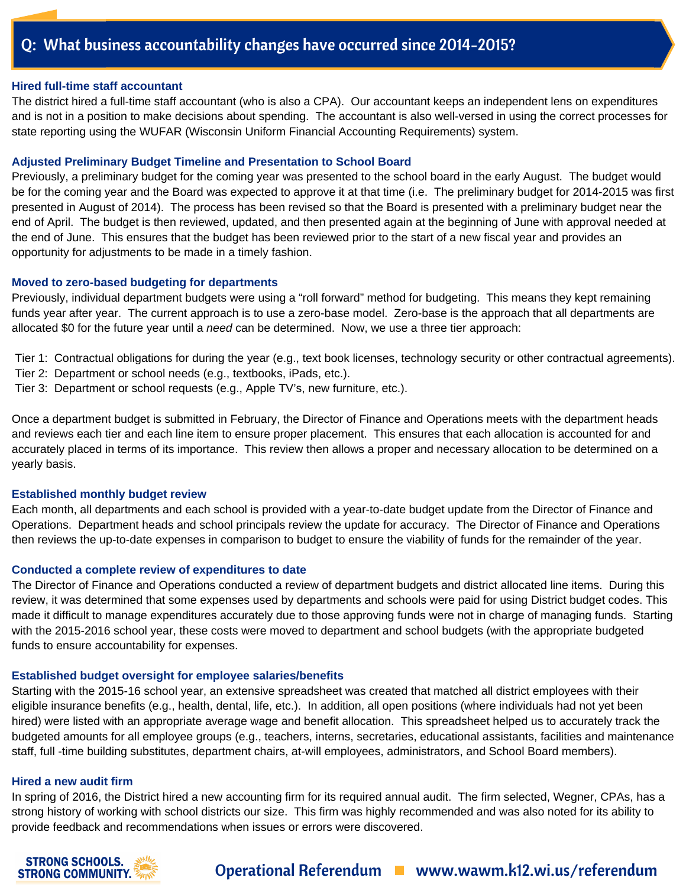## Q: What business accountability changes have occurred since 2014-2015?

### Hired full-time staff accountant

The district hired a full-time staff accountant (who is also a CPA). Our accountant keeps an independent lens on expenditures and is not in a position to make decisions about spending. The accountant is also well-versed in using the correct processes for state reporting using the WUFAR (Wisconsin Uniform Financial Accounting Requirements) system.

### Adjusted Preliminary Budget Timeline and Presentation to School Board

Previously, a preliminary budget for the coming year was presented to the school board in the early August. The budget would be for the coming year and the Board was expected to approve it at that time (i.e. The preliminary budget for 2014-2015 was first presented in August of 2014). The process has been revised so that the Board is presented with a preliminary budget near the end of April. The budget is then reviewed, updated, and then presented again at the beginning of June with approval needed at the end of June. This ensures that the budget has been reviewed prior to the start of a new fiscal year and provides an opportunity for adjustments to be made in a timely fashion.

### Moved to zero-based budgeting for departments

Previously, individual department budgets were using a “roll forward” method for budgeting. This means they kept remaining funds year after year. The current approach is to use a zero-base model. Zero-base is the approach that all departments are allocated $0 for the future year until a *need* can be determined. Now, we use a three tier approach:

Tier 1: Contractual obligations for during the year (e.g., text book licenses, technology security or other contractual agreements).
Tier 2: Department or school needs (e.g., textbooks, iPads, etc.).
Tier 3: Department or school requests (e.g., Apple TV’s, new furniture, etc.).

Once a department budget is submitted in February, the Director of Finance and Operations meets with the department heads and reviews each tier and each line item to ensure proper placement. This ensures that each allocation is accounted for and accurately placed in terms of its importance. This review then allows a proper and necessary allocation to be determined on a yearly basis.

### Established monthly budget review

Each month, all departments and each school is provided with a year-to-date budget update from the Director of Finance and Operations. Department heads and school principals review the update for accuracy. The Director of Finance and Operations then reviews the up-to-date expenses in comparison to budget to ensure the viability of funds for the remainder of the year.

### Conducted a complete review of expenditures to date

The Director of Finance and Operations conducted a review of department budgets and district allocated line items. During this review, it was determined that some expenses used by departments and schools were paid for using District budget codes. This made it difficult to manage expenditures accurately due to those approving funds were not in charge of managing funds. Starting with the 2015-2016 school year, these costs were moved to department and school budgets (with the appropriate budgeted funds to ensure accountability for expenses.

### Established budget oversight for employee salaries/benefits

Starting with the 2015-16 school year, an extensive spreadsheet was created that matched all district employees with their eligible insurance benefits (e.g., health, dental, life, etc.). In addition, all open positions (where individuals had not yet been hired) were listed with an appropriate average wage and benefit allocation. This spreadsheet helped us to accurately track the budgeted amounts for all employee groups (e.g., teachers, interns, secretaries, educational assistants, facilities and maintenance staff, full -time building substitutes, department chairs, at-will employees, administrators, and School Board members).

### Hired a new audit firm

In spring of 2016, the District hired a new accounting firm for its required annual audit. The firm selected, Wegner, CPAs, has a strong history of working with school districts our size. This firm was highly recommended and was also noted for its ability to provide feedback and recommendations when issues or errors were discovered.

STRONG SCHOOLS. STRONG COMMUNITY.

Operational Referendum ■ www.wawm.k12.wi.us/referendum